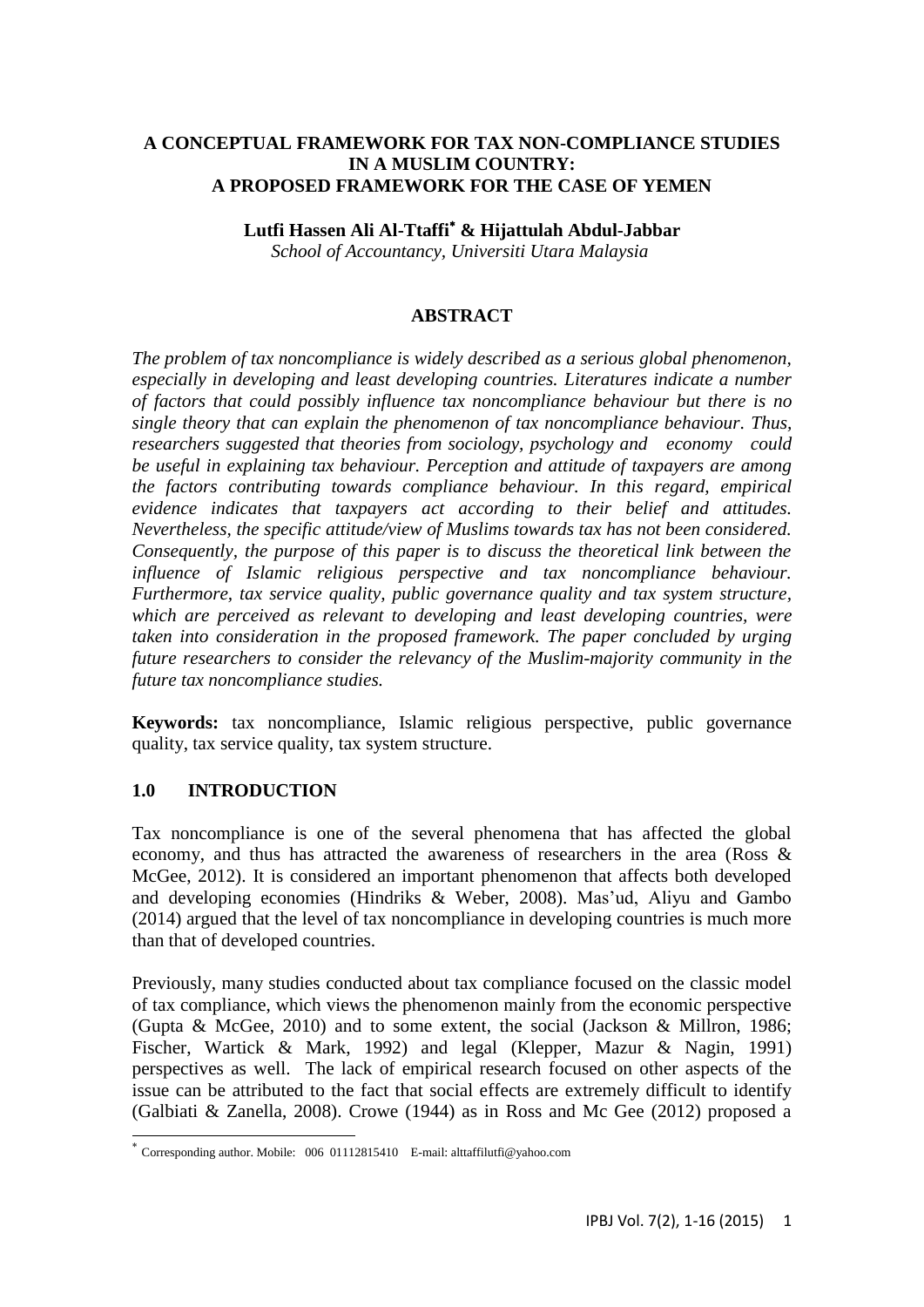# A CONCEPTUAL FRAMEWORK FOR TAX NON-COMPLIANCE STUDIES IN A MUSLIM COUNTRY: A PROPOSED FRAMEWORK FOR THE CASE OF YEMEN

**Lutfi Hassen Ali Al-Ttaffi[*] & Hijattulah Abdul-Jabbar**

*School of Accountancy, Universiti Utara Malaysia*

## ABSTRACT

*The problem of tax noncompliance is widely described as a serious global phenomenon, especially in developing and least developing countries. Literatures indicate a number of factors that could possibly influence tax noncompliance behaviour but there is no single theory that can explain the phenomenon of tax noncompliance behaviour. Thus, researchers suggested that theories from sociology, psychology and economy could be useful in explaining tax behaviour. Perception and attitude of taxpayers are among the factors contributing towards compliance behaviour. In this regard, empirical evidence indicates that taxpayers act according to their belief and attitudes. Nevertheless, the specific attitude/view of Muslims towards tax has not been considered. Consequently, the purpose of this paper is to discuss the theoretical link between the influence of Islamic religious perspective and tax noncompliance behaviour. Furthermore, tax service quality, public governance quality and tax system structure, which are perceived as relevant to developing and least developing countries, were taken into consideration in the proposed framework. The paper concluded by urging future researchers to consider the relevancy of the Muslim-majority community in the future tax noncompliance studies.*

**Keywords:** tax noncompliance, Islamic religious perspective, public governance quality, tax service quality, tax system structure.

## 1.0 INTRODUCTION

Tax noncompliance is one of the several phenomena that has affected the global economy, and thus has attracted the awareness of researchers in the area (Ross & McGee, 2012). It is considered an important phenomenon that affects both developed and developing economies (Hindriks & Weber, 2008). Mas'ud, Aliyu and Gambo (2014) argued that the level of tax noncompliance in developing countries is much more than that of developed countries.

Previously, many studies conducted about tax compliance focused on the classic model of tax compliance, which views the phenomenon mainly from the economic perspective (Gupta & McGee, 2010) and to some extent, the social (Jackson & Millron, 1986; Fischer, Wartick & Mark, 1992) and legal (Klepper, Mazur & Nagin, 1991) perspectives as well. The lack of empirical research focused on other aspects of the issue can be attributed to the fact that social effects are extremely difficult to identify (Galbiati & Zanella, 2008). Crowe (1944) as in Ross and Mc Gee (2012) proposed a

[*] Corresponding author. Mobile: 006 01112815410 E-mail: alttaffilutfi@yahoo.com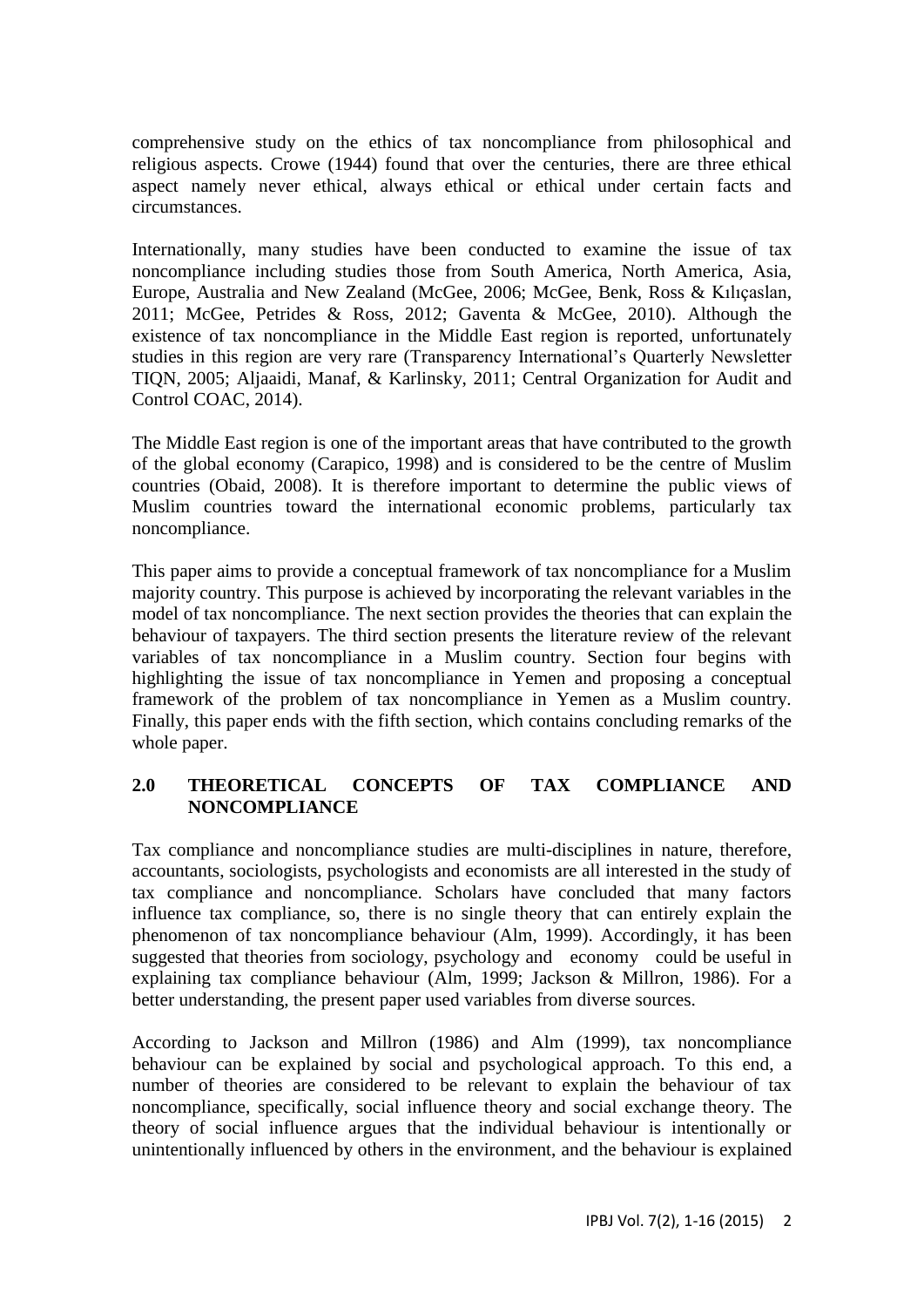comprehensive study on the ethics of tax noncompliance from philosophical and religious aspects. Crowe (1944) found that over the centuries, there are three ethical aspect namely never ethical, always ethical or ethical under certain facts and circumstances.

Internationally, many studies have been conducted to examine the issue of tax noncompliance including studies those from South America, North America, Asia, Europe, Australia and New Zealand (McGee, 2006; McGee, Benk, Ross & Kılıçaslan, 2011; McGee, Petrides & Ross, 2012; Gaventa & McGee, 2010). Although the existence of tax noncompliance in the Middle East region is reported, unfortunately studies in this region are very rare (Transparency International's Quarterly Newsletter TIQN, 2005; Aljaaidi, Manaf, & Karlinsky, 2011; Central Organization for Audit and Control COAC, 2014).

The Middle East region is one of the important areas that have contributed to the growth of the global economy (Carapico, 1998) and is considered to be the centre of Muslim countries (Obaid, 2008). It is therefore important to determine the public views of Muslim countries toward the international economic problems, particularly tax noncompliance.

This paper aims to provide a conceptual framework of tax noncompliance for a Muslim majority country. This purpose is achieved by incorporating the relevant variables in the model of tax noncompliance. The next section provides the theories that can explain the behaviour of taxpayers. The third section presents the literature review of the relevant variables of tax noncompliance in a Muslim country. Section four begins with highlighting the issue of tax noncompliance in Yemen and proposing a conceptual framework of the problem of tax noncompliance in Yemen as a Muslim country. Finally, this paper ends with the fifth section, which contains concluding remarks of the whole paper.

## 2.0 THEORETICAL CONCEPTS OF TAX COMPLIANCE AND NONCOMPLIANCE

Tax compliance and noncompliance studies are multi-disciplines in nature, therefore, accountants, sociologists, psychologists and economists are all interested in the study of tax compliance and noncompliance. Scholars have concluded that many factors influence tax compliance, so, there is no single theory that can entirely explain the phenomenon of tax noncompliance behaviour (Alm, 1999). Accordingly, it has been suggested that theories from sociology, psychology and economy could be useful in explaining tax compliance behaviour (Alm, 1999; Jackson & Millron, 1986). For a better understanding, the present paper used variables from diverse sources.

According to Jackson and Millron (1986) and Alm (1999), tax noncompliance behaviour can be explained by social and psychological approach. To this end, a number of theories are considered to be relevant to explain the behaviour of tax noncompliance, specifically, social influence theory and social exchange theory. The theory of social influence argues that the individual behaviour is intentionally or unintentionally influenced by others in the environment, and the behaviour is explained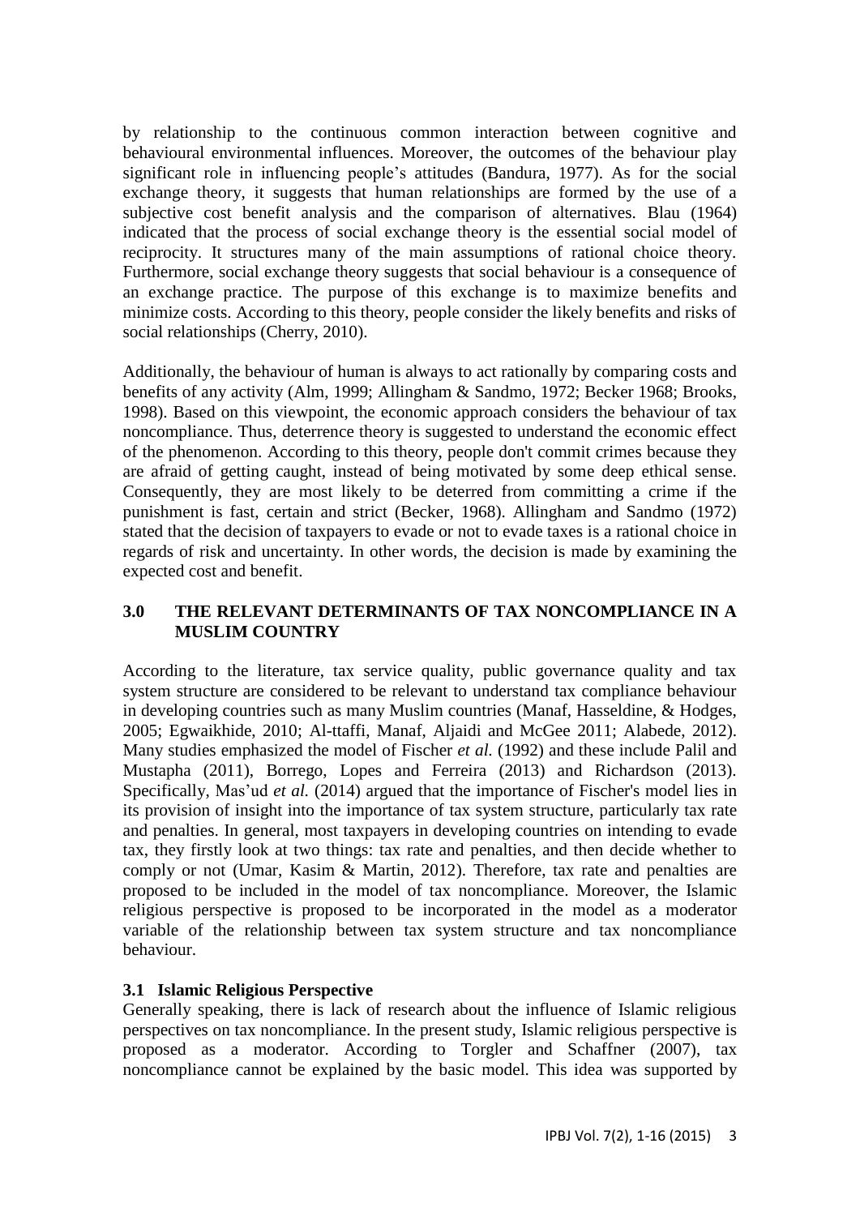by relationship to the continuous common interaction between cognitive and behavioural environmental influences. Moreover, the outcomes of the behaviour play significant role in influencing people's attitudes (Bandura, 1977). As for the social exchange theory, it suggests that human relationships are formed by the use of a subjective cost benefit analysis and the comparison of alternatives. Blau (1964) indicated that the process of social exchange theory is the essential social model of reciprocity. It structures many of the main assumptions of rational choice theory. Furthermore, social exchange theory suggests that social behaviour is a consequence of an exchange practice. The purpose of this exchange is to maximize benefits and minimize costs. According to this theory, people consider the likely benefits and risks of social relationships (Cherry, 2010).

Additionally, the behaviour of human is always to act rationally by comparing costs and benefits of any activity (Alm, 1999; Allingham & Sandmo, 1972; Becker 1968; Brooks, 1998). Based on this viewpoint, the economic approach considers the behaviour of tax noncompliance. Thus, deterrence theory is suggested to understand the economic effect of the phenomenon. According to this theory, people don't commit crimes because they are afraid of getting caught, instead of being motivated by some deep ethical sense. Consequently, they are most likely to be deterred from committing a crime if the punishment is fast, certain and strict (Becker, 1968). Allingham and Sandmo (1972) stated that the decision of taxpayers to evade or not to evade taxes is a rational choice in regards of risk and uncertainty. In other words, the decision is made by examining the expected cost and benefit.

## 3.0 THE RELEVANT DETERMINANTS OF TAX NONCOMPLIANCE IN A MUSLIM COUNTRY

According to the literature, tax service quality, public governance quality and tax system structure are considered to be relevant to understand tax compliance behaviour in developing countries such as many Muslim countries (Manaf, Hasseldine, & Hodges, 2005; Egwaikhide, 2010; Al-ttaffi, Manaf, Aljaidi and McGee 2011; Alabede, 2012). Many studies emphasized the model of Fischer *et al.* (1992) and these include Palil and Mustapha (2011), Borrego, Lopes and Ferreira (2013) and Richardson (2013). Specifically, Mas'ud *et al.* (2014) argued that the importance of Fischer's model lies in its provision of insight into the importance of tax system structure, particularly tax rate and penalties. In general, most taxpayers in developing countries on intending to evade tax, they firstly look at two things: tax rate and penalties, and then decide whether to comply or not (Umar, Kasim & Martin, 2012). Therefore, tax rate and penalties are proposed to be included in the model of tax noncompliance. Moreover, the Islamic religious perspective is proposed to be incorporated in the model as a moderator variable of the relationship between tax system structure and tax noncompliance behaviour.

### 3.1 Islamic Religious Perspective

Generally speaking, there is lack of research about the influence of Islamic religious perspectives on tax noncompliance. In the present study, Islamic religious perspective is proposed as a moderator. According to Torgler and Schaffner (2007), tax noncompliance cannot be explained by the basic model. This idea was supported by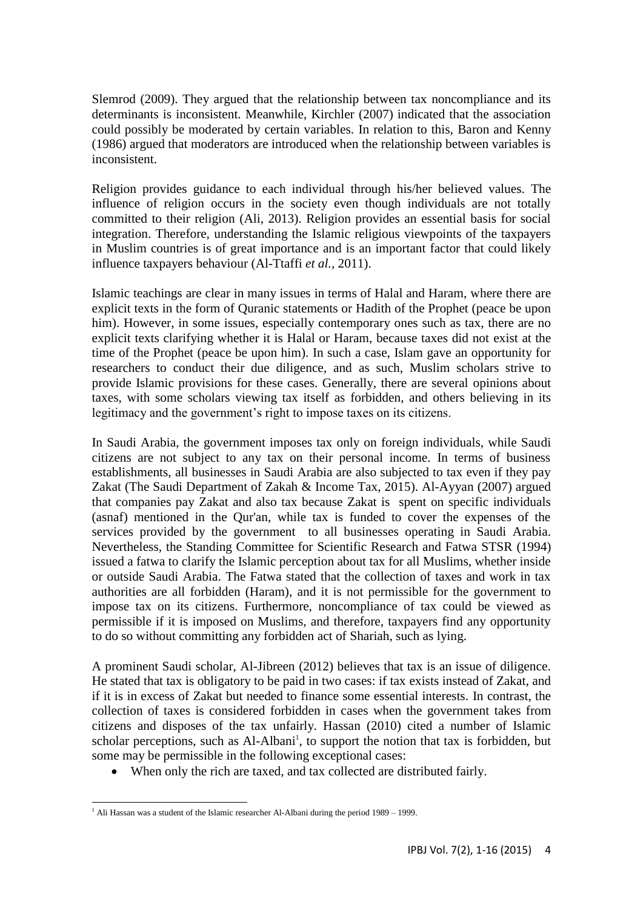Slemrod (2009). They argued that the relationship between tax noncompliance and its determinants is inconsistent. Meanwhile, Kirchler (2007) indicated that the association could possibly be moderated by certain variables. In relation to this, Baron and Kenny (1986) argued that moderators are introduced when the relationship between variables is inconsistent.

Religion provides guidance to each individual through his/her believed values. The influence of religion occurs in the society even though individuals are not totally committed to their religion (Ali, 2013). Religion provides an essential basis for social integration. Therefore, understanding the Islamic religious viewpoints of the taxpayers in Muslim countries is of great importance and is an important factor that could likely influence taxpayers behaviour (Al-Ttaffi *et al.,* 2011).

Islamic teachings are clear in many issues in terms of Halal and Haram, where there are explicit texts in the form of Quranic statements or Hadith of the Prophet (peace be upon him). However, in some issues, especially contemporary ones such as tax, there are no explicit texts clarifying whether it is Halal or Haram, because taxes did not exist at the time of the Prophet (peace be upon him). In such a case, Islam gave an opportunity for researchers to conduct their due diligence, and as such, Muslim scholars strive to provide Islamic provisions for these cases. Generally, there are several opinions about taxes, with some scholars viewing tax itself as forbidden, and others believing in its legitimacy and the government's right to impose taxes on its citizens.

In Saudi Arabia, the government imposes tax only on foreign individuals, while Saudi citizens are not subject to any tax on their personal income. In terms of business establishments, all businesses in Saudi Arabia are also subjected to tax even if they pay Zakat (The Saudi Department of Zakah & Income Tax, 2015). Al-Ayyan (2007) argued that companies pay Zakat and also tax because Zakat is spent on specific individuals (asnaf) mentioned in the Qur'an, while tax is funded to cover the expenses of the services provided by the government to all businesses operating in Saudi Arabia. Nevertheless, the Standing Committee for Scientific Research and Fatwa STSR (1994) issued a fatwa to clarify the Islamic perception about tax for all Muslims, whether inside or outside Saudi Arabia. The Fatwa stated that the collection of taxes and work in tax authorities are all forbidden (Haram), and it is not permissible for the government to impose tax on its citizens. Furthermore, noncompliance of tax could be viewed as permissible if it is imposed on Muslims, and therefore, taxpayers find any opportunity to do so without committing any forbidden act of Shariah, such as lying.

A prominent Saudi scholar, Al-Jibreen (2012) believes that tax is an issue of diligence. He stated that tax is obligatory to be paid in two cases: if tax exists instead of Zakat, and if it is in excess of Zakat but needed to finance some essential interests. In contrast, the collection of taxes is considered forbidden in cases when the government takes from citizens and disposes of the tax unfairly. Hassan (2010) cited a number of Islamic scholar perceptions, such as Al-Albani[1], to support the notion that tax is forbidden, but some may be permissible in the following exceptional cases:

- When only the rich are taxed, and tax collected are distributed fairly.

[1] Ali Hassan was a student of the Islamic researcher Al-Albani during the period 1989 – 1999.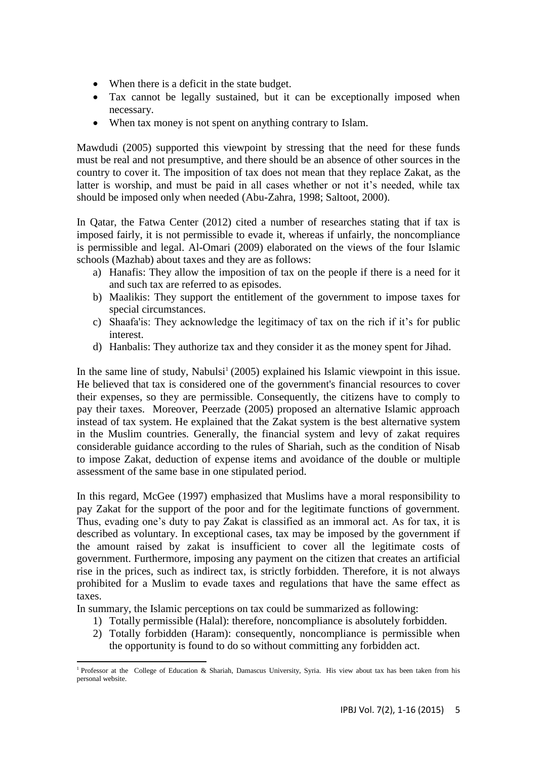- When there is a deficit in the state budget.
- Tax cannot be legally sustained, but it can be exceptionally imposed when necessary.
- When tax money is not spent on anything contrary to Islam.

Mawdudi (2005) supported this viewpoint by stressing that the need for these funds must be real and not presumptive, and there should be an absence of other sources in the country to cover it. The imposition of tax does not mean that they replace Zakat, as the latter is worship, and must be paid in all cases whether or not it's needed, while tax should be imposed only when needed (Abu-Zahra, 1998; Saltoot, 2000).

In Qatar, the Fatwa Center (2012) cited a number of researches stating that if tax is imposed fairly, it is not permissible to evade it, whereas if unfairly, the noncompliance is permissible and legal. Al-Omari (2009) elaborated on the views of the four Islamic schools (Mazhab) about taxes and they are as follows:

a) Hanafis: They allow the imposition of tax on the people if there is a need for it and such tax are referred to as episodes.
b) Maalikis: They support the entitlement of the government to impose taxes for special circumstances.
c) Shaafa'is: They acknowledge the legitimacy of tax on the rich if it's for public interest.
d) Hanbalis: They authorize tax and they consider it as the money spent for Jihad.

In the same line of study, Nabulsi[1] (2005) explained his Islamic viewpoint in this issue. He believed that tax is considered one of the government's financial resources to cover their expenses, so they are permissible. Consequently, the citizens have to comply to pay their taxes. Moreover, Peerzade (2005) proposed an alternative Islamic approach instead of tax system. He explained that the Zakat system is the best alternative system in the Muslim countries. Generally, the financial system and levy of zakat requires considerable guidance according to the rules of Shariah, such as the condition of Nisab to impose Zakat, deduction of expense items and avoidance of the double or multiple assessment of the same base in one stipulated period.

In this regard, McGee (1997) emphasized that Muslims have a moral responsibility to pay Zakat for the support of the poor and for the legitimate functions of government. Thus, evading one's duty to pay Zakat is classified as an immoral act. As for tax, it is described as voluntary. In exceptional cases, tax may be imposed by the government if the amount raised by zakat is insufficient to cover all the legitimate costs of government. Furthermore, imposing any payment on the citizen that creates an artificial rise in the prices, such as indirect tax, is strictly forbidden. Therefore, it is not always prohibited for a Muslim to evade taxes and regulations that have the same effect as taxes.

In summary, the Islamic perceptions on tax could be summarized as following:

1) Totally permissible (Halal): therefore, noncompliance is absolutely forbidden.
2) Totally forbidden (Haram): consequently, noncompliance is permissible when the opportunity is found to do so without committing any forbidden act.

[1] Professor at the College of Education & Shariah, Damascus University, Syria. His view about tax has been taken from his personal website.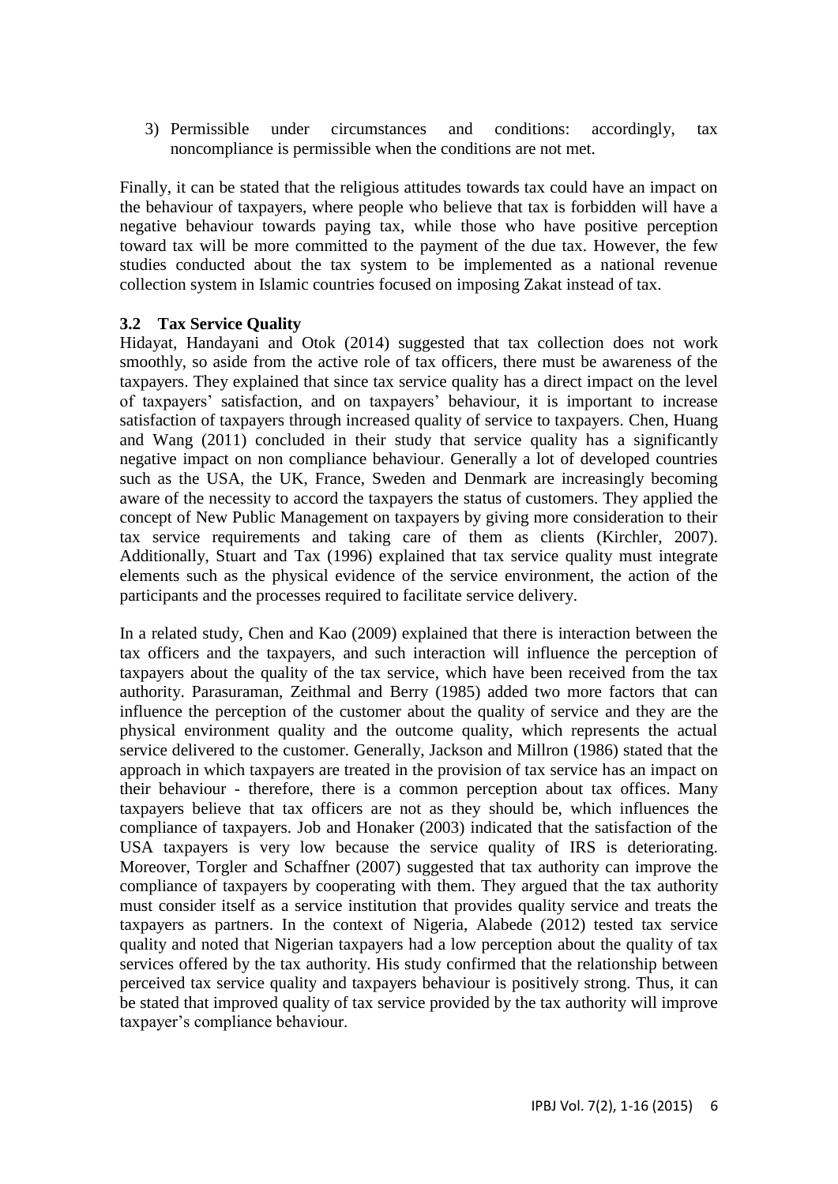3) Permissible under circumstances and conditions: accordingly, tax noncompliance is permissible when the conditions are not met.

Finally, it can be stated that the religious attitudes towards tax could have an impact on the behaviour of taxpayers, where people who believe that tax is forbidden will have a negative behaviour towards paying tax, while those who have positive perception toward tax will be more committed to the payment of the due tax. However, the few studies conducted about the tax system to be implemented as a national revenue collection system in Islamic countries focused on imposing Zakat instead of tax.

### 3.2 Tax Service Quality

Hidayat, Handayani and Otok (2014) suggested that tax collection does not work smoothly, so aside from the active role of tax officers, there must be awareness of the taxpayers. They explained that since tax service quality has a direct impact on the level of taxpayers' satisfaction, and on taxpayers' behaviour, it is important to increase satisfaction of taxpayers through increased quality of service to taxpayers. Chen, Huang and Wang (2011) concluded in their study that service quality has a significantly negative impact on non compliance behaviour. Generally a lot of developed countries such as the USA, the UK, France, Sweden and Denmark are increasingly becoming aware of the necessity to accord the taxpayers the status of customers. They applied the concept of New Public Management on taxpayers by giving more consideration to their tax service requirements and taking care of them as clients (Kirchler, 2007). Additionally, Stuart and Tax (1996) explained that tax service quality must integrate elements such as the physical evidence of the service environment, the action of the participants and the processes required to facilitate service delivery.

In a related study, Chen and Kao (2009) explained that there is interaction between the tax officers and the taxpayers, and such interaction will influence the perception of taxpayers about the quality of the tax service, which have been received from the tax authority. Parasuraman, Zeithmal and Berry (1985) added two more factors that can influence the perception of the customer about the quality of service and they are the physical environment quality and the outcome quality, which represents the actual service delivered to the customer. Generally, Jackson and Millron (1986) stated that the approach in which taxpayers are treated in the provision of tax service has an impact on their behaviour - therefore, there is a common perception about tax offices. Many taxpayers believe that tax officers are not as they should be, which influences the compliance of taxpayers. Job and Honaker (2003) indicated that the satisfaction of the USA taxpayers is very low because the service quality of IRS is deteriorating. Moreover, Torgler and Schaffner (2007) suggested that tax authority can improve the compliance of taxpayers by cooperating with them. They argued that the tax authority must consider itself as a service institution that provides quality service and treats the taxpayers as partners. In the context of Nigeria, Alabede (2012) tested tax service quality and noted that Nigerian taxpayers had a low perception about the quality of tax services offered by the tax authority. His study confirmed that the relationship between perceived tax service quality and taxpayers behaviour is positively strong. Thus, it can be stated that improved quality of tax service provided by the tax authority will improve taxpayer's compliance behaviour.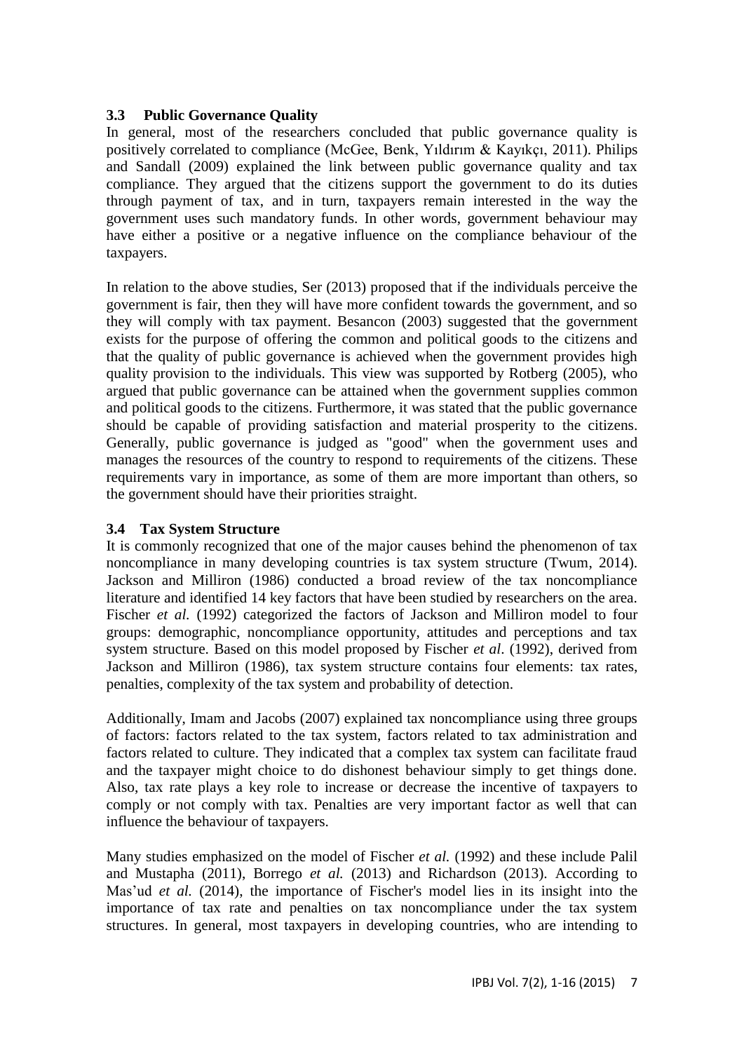### 3.3 Public Governance Quality

In general, most of the researchers concluded that public governance quality is positively correlated to compliance (McGee, Benk, Yıldırım & Kayıkçı, 2011). Philips and Sandall (2009) explained the link between public governance quality and tax compliance. They argued that the citizens support the government to do its duties through payment of tax, and in turn, taxpayers remain interested in the way the government uses such mandatory funds. In other words, government behaviour may have either a positive or a negative influence on the compliance behaviour of the taxpayers.

In relation to the above studies, Ser (2013) proposed that if the individuals perceive the government is fair, then they will have more confident towards the government, and so they will comply with tax payment. Besancon (2003) suggested that the government exists for the purpose of offering the common and political goods to the citizens and that the quality of public governance is achieved when the government provides high quality provision to the individuals. This view was supported by Rotberg (2005), who argued that public governance can be attained when the government supplies common and political goods to the citizens. Furthermore, it was stated that the public governance should be capable of providing satisfaction and material prosperity to the citizens. Generally, public governance is judged as "good" when the government uses and manages the resources of the country to respond to requirements of the citizens. These requirements vary in importance, as some of them are more important than others, so the government should have their priorities straight.

### 3.4 Tax System Structure

It is commonly recognized that one of the major causes behind the phenomenon of tax noncompliance in many developing countries is tax system structure (Twum, 2014). Jackson and Milliron (1986) conducted a broad review of the tax noncompliance literature and identified 14 key factors that have been studied by researchers on the area. Fischer *et al.* (1992) categorized the factors of Jackson and Milliron model to four groups: demographic, noncompliance opportunity, attitudes and perceptions and tax system structure. Based on this model proposed by Fischer *et al*. (1992), derived from Jackson and Milliron (1986), tax system structure contains four elements: tax rates, penalties, complexity of the tax system and probability of detection.

Additionally, Imam and Jacobs (2007) explained tax noncompliance using three groups of factors: factors related to the tax system, factors related to tax administration and factors related to culture. They indicated that a complex tax system can facilitate fraud and the taxpayer might choice to do dishonest behaviour simply to get things done. Also, tax rate plays a key role to increase or decrease the incentive of taxpayers to comply or not comply with tax. Penalties are very important factor as well that can influence the behaviour of taxpayers.

Many studies emphasized on the model of Fischer *et al.* (1992) and these include Palil and Mustapha (2011), Borrego *et al.* (2013) and Richardson (2013). According to Mas'ud *et al.* (2014), the importance of Fischer's model lies in its insight into the importance of tax rate and penalties on tax noncompliance under the tax system structures. In general, most taxpayers in developing countries, who are intending to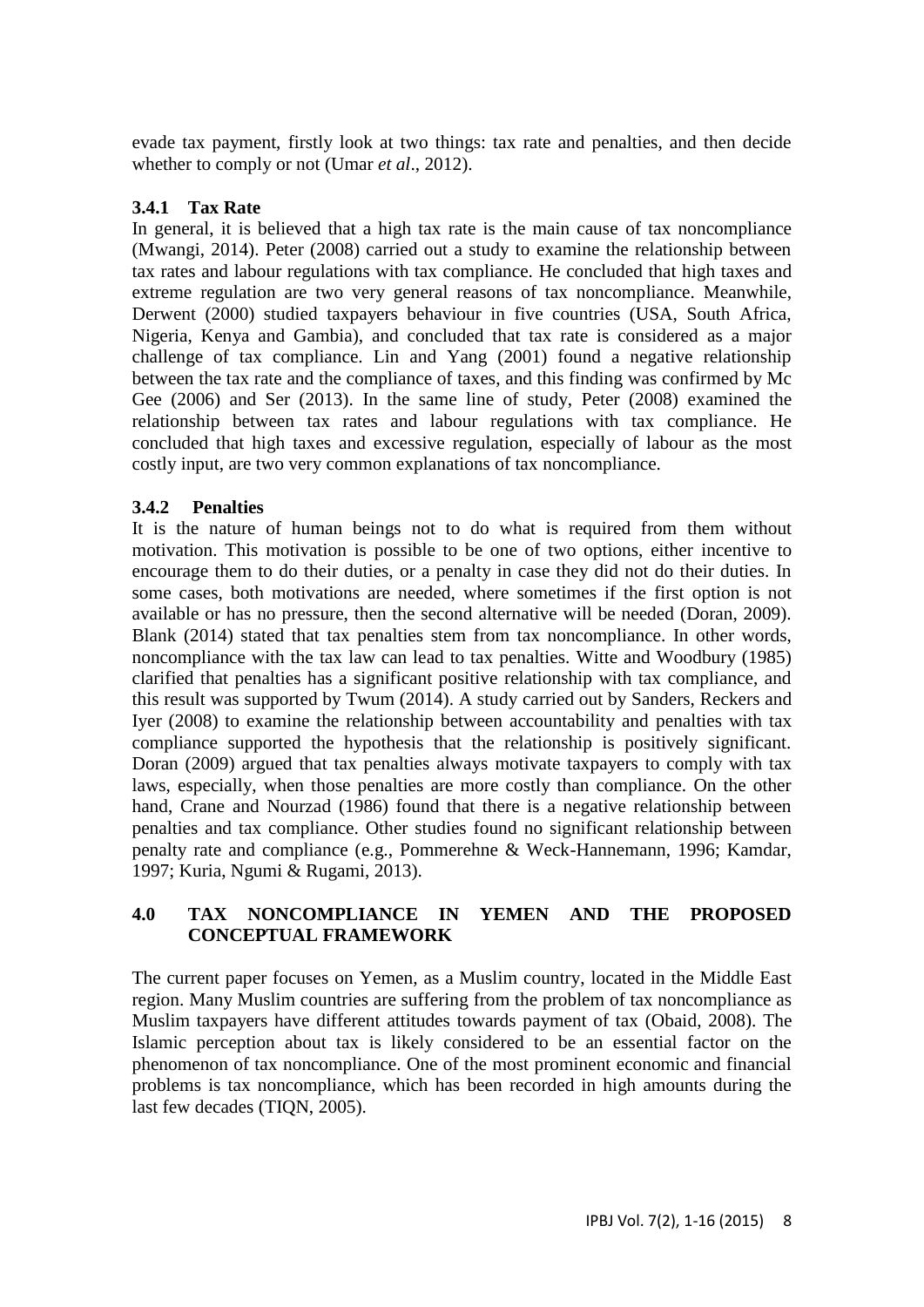evade tax payment, firstly look at two things: tax rate and penalties, and then decide whether to comply or not (Umar *et al*., 2012).

### 3.4.1 Tax Rate

In general, it is believed that a high tax rate is the main cause of tax noncompliance (Mwangi, 2014). Peter (2008) carried out a study to examine the relationship between tax rates and labour regulations with tax compliance. He concluded that high taxes and extreme regulation are two very general reasons of tax noncompliance. Meanwhile, Derwent (2000) studied taxpayers behaviour in five countries (USA, South Africa, Nigeria, Kenya and Gambia), and concluded that tax rate is considered as a major challenge of tax compliance. Lin and Yang (2001) found a negative relationship between the tax rate and the compliance of taxes, and this finding was confirmed by Mc Gee (2006) and Ser (2013). In the same line of study, Peter (2008) examined the relationship between tax rates and labour regulations with tax compliance. He concluded that high taxes and excessive regulation, especially of labour as the most costly input, are two very common explanations of tax noncompliance.

### 3.4.2 Penalties

It is the nature of human beings not to do what is required from them without motivation. This motivation is possible to be one of two options, either incentive to encourage them to do their duties, or a penalty in case they did not do their duties. In some cases, both motivations are needed, where sometimes if the first option is not available or has no pressure, then the second alternative will be needed (Doran, 2009). Blank (2014) stated that tax penalties stem from tax noncompliance. In other words, noncompliance with the tax law can lead to tax penalties. Witte and Woodbury (1985) clarified that penalties has a significant positive relationship with tax compliance, and this result was supported by Twum (2014). A study carried out by Sanders, Reckers and Iyer (2008) to examine the relationship between accountability and penalties with tax compliance supported the hypothesis that the relationship is positively significant. Doran (2009) argued that tax penalties always motivate taxpayers to comply with tax laws, especially, when those penalties are more costly than compliance. On the other hand, Crane and Nourzad (1986) found that there is a negative relationship between penalties and tax compliance. Other studies found no significant relationship between penalty rate and compliance (e.g., Pommerehne & Weck-Hannemann, 1996; Kamdar, 1997; Kuria, Ngumi & Rugami, 2013).

## 4.0 TAX NONCOMPLIANCE IN YEMEN AND THE PROPOSED CONCEPTUAL FRAMEWORK

The current paper focuses on Yemen, as a Muslim country, located in the Middle East region. Many Muslim countries are suffering from the problem of tax noncompliance as Muslim taxpayers have different attitudes towards payment of tax (Obaid, 2008). The Islamic perception about tax is likely considered to be an essential factor on the phenomenon of tax noncompliance. One of the most prominent economic and financial problems is tax noncompliance, which has been recorded in high amounts during the last few decades (TIQN, 2005).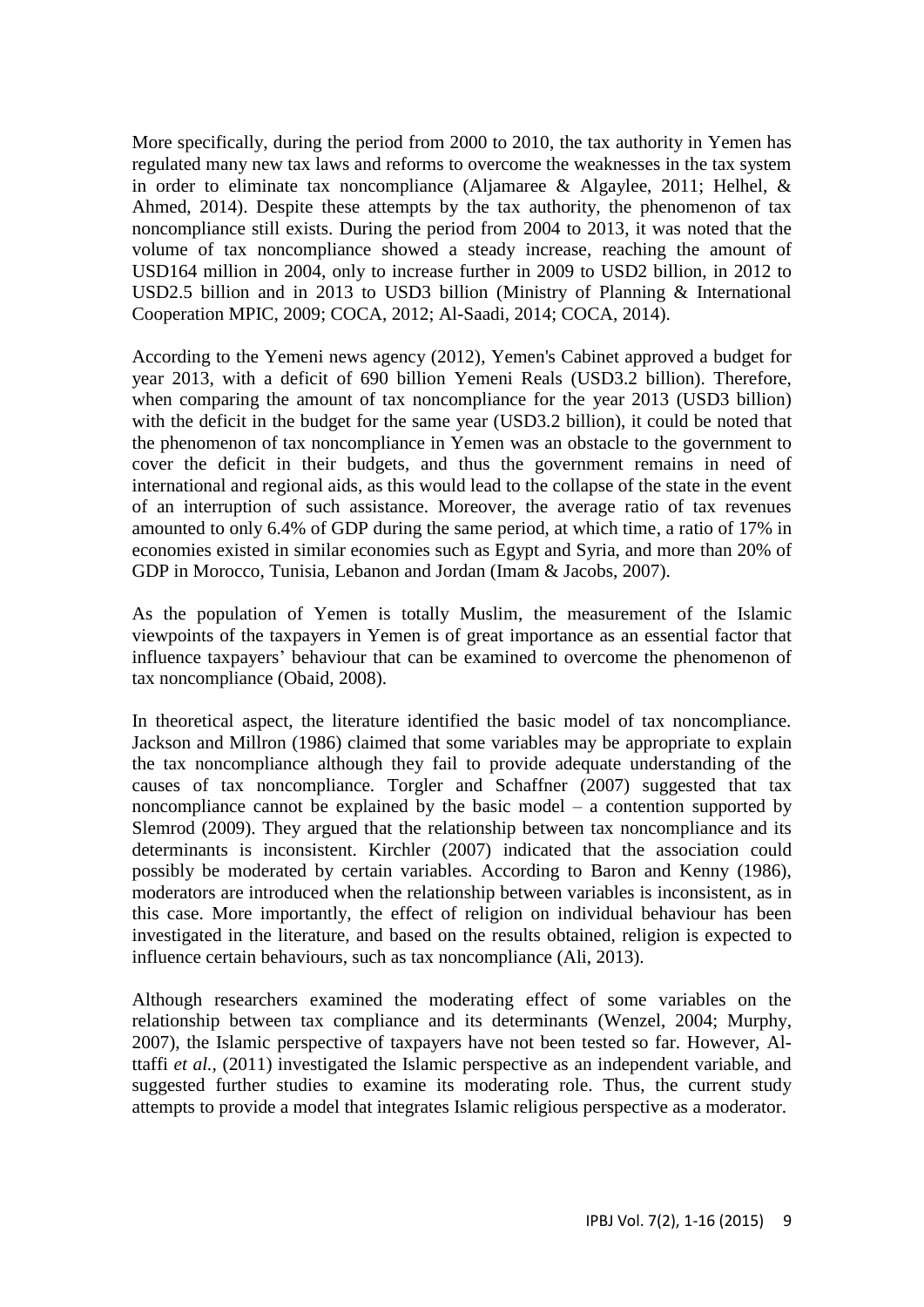More specifically, during the period from 2000 to 2010, the tax authority in Yemen has regulated many new tax laws and reforms to overcome the weaknesses in the tax system in order to eliminate tax noncompliance (Aljamaree & Algaylee, 2011; Helhel, & Ahmed, 2014). Despite these attempts by the tax authority, the phenomenon of tax noncompliance still exists. During the period from 2004 to 2013, it was noted that the volume of tax noncompliance showed a steady increase, reaching the amount of USD164 million in 2004, only to increase further in 2009 to USD2 billion, in 2012 to USD2.5 billion and in 2013 to USD3 billion (Ministry of Planning & International Cooperation MPIC, 2009; COCA, 2012; Al-Saadi, 2014; COCA, 2014).

According to the Yemeni news agency (2012), Yemen's Cabinet approved a budget for year 2013, with a deficit of 690 billion Yemeni Reals (USD3.2 billion). Therefore, when comparing the amount of tax noncompliance for the year 2013 (USD3 billion) with the deficit in the budget for the same year (USD3.2 billion), it could be noted that the phenomenon of tax noncompliance in Yemen was an obstacle to the government to cover the deficit in their budgets, and thus the government remains in need of international and regional aids, as this would lead to the collapse of the state in the event of an interruption of such assistance. Moreover, the average ratio of tax revenues amounted to only 6.4% of GDP during the same period, at which time, a ratio of 17% in economies existed in similar economies such as Egypt and Syria, and more than 20% of GDP in Morocco, Tunisia, Lebanon and Jordan (Imam & Jacobs, 2007).

As the population of Yemen is totally Muslim, the measurement of the Islamic viewpoints of the taxpayers in Yemen is of great importance as an essential factor that influence taxpayers' behaviour that can be examined to overcome the phenomenon of tax noncompliance (Obaid, 2008).

In theoretical aspect, the literature identified the basic model of tax noncompliance. Jackson and Millron (1986) claimed that some variables may be appropriate to explain the tax noncompliance although they fail to provide adequate understanding of the causes of tax noncompliance. Torgler and Schaffner (2007) suggested that tax noncompliance cannot be explained by the basic model – a contention supported by Slemrod (2009). They argued that the relationship between tax noncompliance and its determinants is inconsistent. Kirchler (2007) indicated that the association could possibly be moderated by certain variables. According to Baron and Kenny (1986), moderators are introduced when the relationship between variables is inconsistent, as in this case. More importantly, the effect of religion on individual behaviour has been investigated in the literature, and based on the results obtained, religion is expected to influence certain behaviours, such as tax noncompliance (Ali, 2013).

Although researchers examined the moderating effect of some variables on the relationship between tax compliance and its determinants (Wenzel, 2004; Murphy, 2007), the Islamic perspective of taxpayers have not been tested so far. However, Al-ttaffi *et al.*, (2011) investigated the Islamic perspective as an independent variable, and suggested further studies to examine its moderating role. Thus, the current study attempts to provide a model that integrates Islamic religious perspective as a moderator.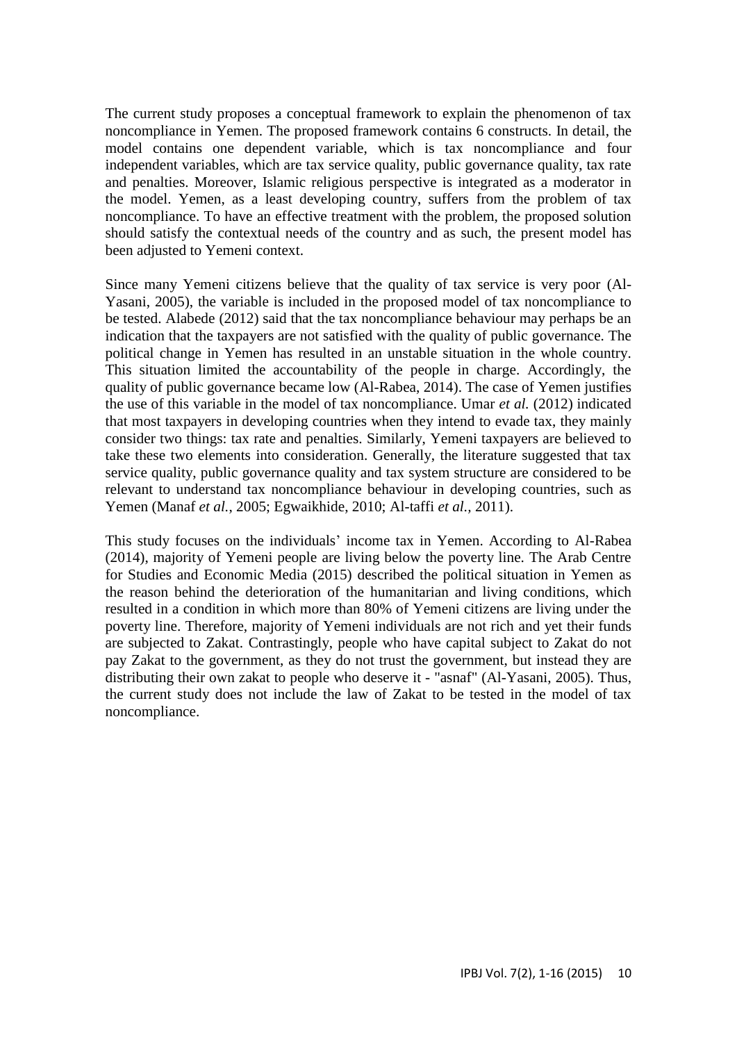The current study proposes a conceptual framework to explain the phenomenon of tax noncompliance in Yemen. The proposed framework contains 6 constructs. In detail, the model contains one dependent variable, which is tax noncompliance and four independent variables, which are tax service quality, public governance quality, tax rate and penalties. Moreover, Islamic religious perspective is integrated as a moderator in the model. Yemen, as a least developing country, suffers from the problem of tax noncompliance. To have an effective treatment with the problem, the proposed solution should satisfy the contextual needs of the country and as such, the present model has been adjusted to Yemeni context.

Since many Yemeni citizens believe that the quality of tax service is very poor (Al-Yasani, 2005), the variable is included in the proposed model of tax noncompliance to be tested. Alabede (2012) said that the tax noncompliance behaviour may perhaps be an indication that the taxpayers are not satisfied with the quality of public governance. The political change in Yemen has resulted in an unstable situation in the whole country. This situation limited the accountability of the people in charge. Accordingly, the quality of public governance became low (Al-Rabea, 2014). The case of Yemen justifies the use of this variable in the model of tax noncompliance. Umar *et al.* (2012) indicated that most taxpayers in developing countries when they intend to evade tax, they mainly consider two things: tax rate and penalties. Similarly, Yemeni taxpayers are believed to take these two elements into consideration. Generally, the literature suggested that tax service quality, public governance quality and tax system structure are considered to be relevant to understand tax noncompliance behaviour in developing countries, such as Yemen (Manaf *et al.*, 2005; Egwaikhide, 2010; Al-taffi *et al.,* 2011).

This study focuses on the individuals' income tax in Yemen. According to Al-Rabea (2014), majority of Yemeni people are living below the poverty line. The Arab Centre for Studies and Economic Media (2015) described the political situation in Yemen as the reason behind the deterioration of the humanitarian and living conditions, which resulted in a condition in which more than 80% of Yemeni citizens are living under the poverty line. Therefore, majority of Yemeni individuals are not rich and yet their funds are subjected to Zakat. Contrastingly, people who have capital subject to Zakat do not pay Zakat to the government, as they do not trust the government, but instead they are distributing their own zakat to people who deserve it - "asnaf" (Al-Yasani, 2005). Thus, the current study does not include the law of Zakat to be tested in the model of tax noncompliance.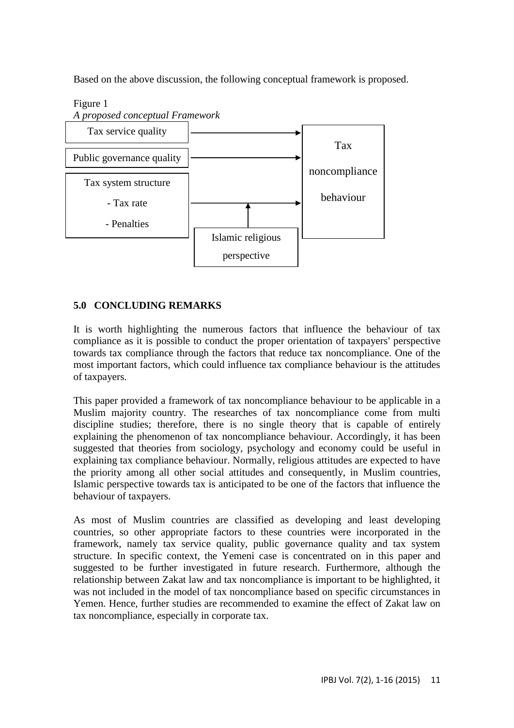Based on the above discussion, the following conceptual framework is proposed.

Figure 1
*A proposed conceptual Framework*

Tax service quality

Public governance quality

Tax system structure
- Tax rate
- Penalties

Islamic religious perspective

Tax noncompliance behaviour

## 5.0 CONCLUDING REMARKS

It is worth highlighting the numerous factors that influence the behaviour of tax compliance as it is possible to conduct the proper orientation of taxpayers' perspective towards tax compliance through the factors that reduce tax noncompliance. One of the most important factors, which could influence tax compliance behaviour is the attitudes of taxpayers.

This paper provided a framework of tax noncompliance behaviour to be applicable in a Muslim majority country. The researches of tax noncompliance come from multi discipline studies; therefore, there is no single theory that is capable of entirely explaining the phenomenon of tax noncompliance behaviour. Accordingly, it has been suggested that theories from sociology, psychology and economy could be useful in explaining tax compliance behaviour. Normally, religious attitudes are expected to have the priority among all other social attitudes and consequently, in Muslim countries, Islamic perspective towards tax is anticipated to be one of the factors that influence the behaviour of taxpayers.

As most of Muslim countries are classified as developing and least developing countries, so other appropriate factors to these countries were incorporated in the framework, namely tax service quality, public governance quality and tax system structure. In specific context, the Yemeni case is concentrated on in this paper and suggested to be further investigated in future research. Furthermore, although the relationship between Zakat law and tax noncompliance is important to be highlighted, it was not included in the model of tax noncompliance based on specific circumstances in Yemen. Hence, further studies are recommended to examine the effect of Zakat law on tax noncompliance, especially in corporate tax.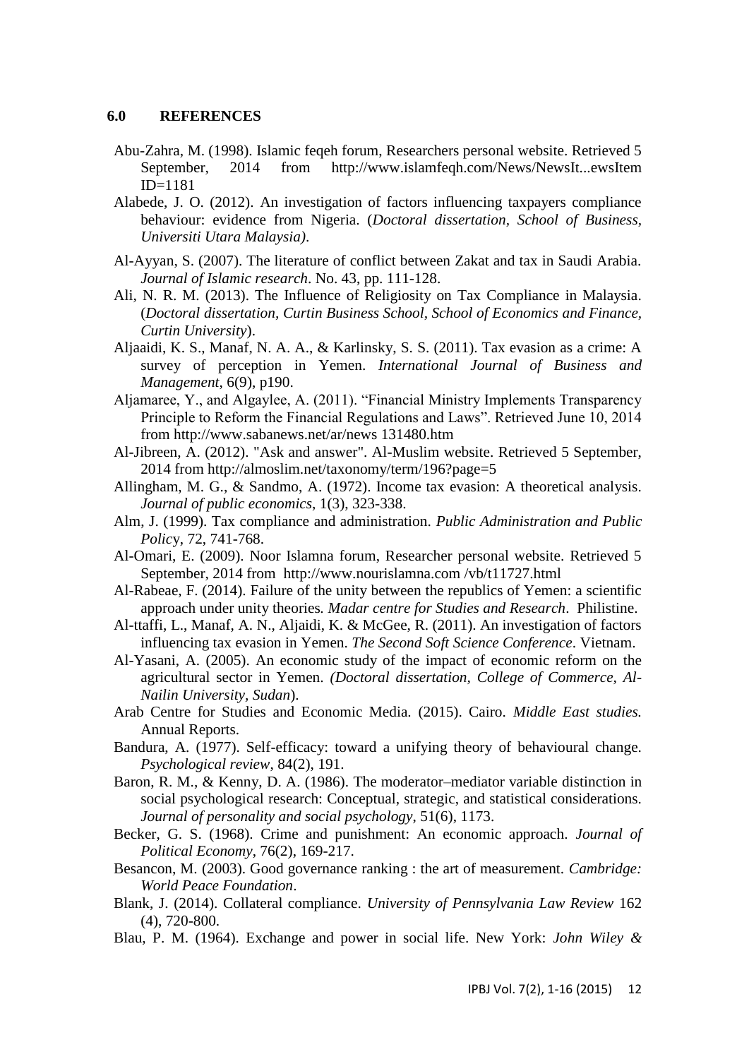## 6.0 REFERENCES

Abu-Zahra, M. (1998). Islamic feqeh forum, Researchers personal website. Retrieved 5 September, 2014 from http://www.islamfeqh.com/News/NewsIt...ewsItem ID=1181

Alabede, J. O. (2012). An investigation of factors influencing taxpayers compliance behaviour: evidence from Nigeria. (*Doctoral dissertation, School of Business, Universiti Utara Malaysia)*.

Al-Ayyan, S. (2007). The literature of conflict between Zakat and tax in Saudi Arabia. *Journal of Islamic research*. No. 43, pp. 111-128.

Ali, N. R. M. (2013). The Influence of Religiosity on Tax Compliance in Malaysia. (*Doctoral dissertation, Curtin Business School, School of Economics and Finance, Curtin University*).

Aljaaidi, K. S., Manaf, N. A. A., & Karlinsky, S. S. (2011). Tax evasion as a crime: A survey of perception in Yemen. *International Journal of Business and Management*, 6(9), p190.

Aljamaree, Y., and Algaylee, A. (2011). "Financial Ministry Implements Transparency Principle to Reform the Financial Regulations and Laws". Retrieved June 10, 2014 from http://www.sabanews.net/ar/news 131480.htm

Al-Jibreen, A. (2012). "Ask and answer". Al-Muslim website. Retrieved 5 September, 2014 from http://almoslim.net/taxonomy/term/196?page=5

Allingham, M. G., & Sandmo, A. (1972). Income tax evasion: A theoretical analysis. *Journal of public economics*, 1(3), 323-338.

Alm, J. (1999). Tax compliance and administration. *Public Administration and Public Policy*, 72, 741-768.

Al-Omari, E. (2009). Noor Islamna forum, Researcher personal website. Retrieved 5 September, 2014 from http://www.nourislamna.com /vb/t11727.html

Al-Rabeae, F. (2014). Failure of the unity between the republics of Yemen: a scientific approach under unity theories*. Madar centre for Studies and Research*. Philistine.

Al-ttaffi, L., Manaf, A. N., Aljaidi, K. & McGee, R. (2011). An investigation of factors influencing tax evasion in Yemen. *The Second Soft Science Conference*. Vietnam.

Al-Yasani, A. (2005). An economic study of the impact of economic reform on the agricultural sector in Yemen. *(Doctoral dissertation, College of Commerce, Al-Nailin University, Sudan*).

Arab Centre for Studies and Economic Media. (2015). Cairo. *Middle East studies.* Annual Reports.

Bandura, A. (1977). Self-efficacy: toward a unifying theory of behavioural change. *Psychological review*, 84(2), 191.

Baron, R. M., & Kenny, D. A. (1986). The moderator–mediator variable distinction in social psychological research: Conceptual, strategic, and statistical considerations. *Journal of personality and social psychology*, 51(6), 1173.

Becker, G. S. (1968). Crime and punishment: An economic approach. *Journal of Political Economy*, 76(2), 169-217.

Besancon, M. (2003). Good governance ranking : the art of measurement. *Cambridge: World Peace Foundation*.

Blank, J. (2014). Collateral compliance. *University of Pennsylvania Law Review* 162 (4), 720-800.

Blau, P. M. (1964). Exchange and power in social life. New York: *John Wiley &*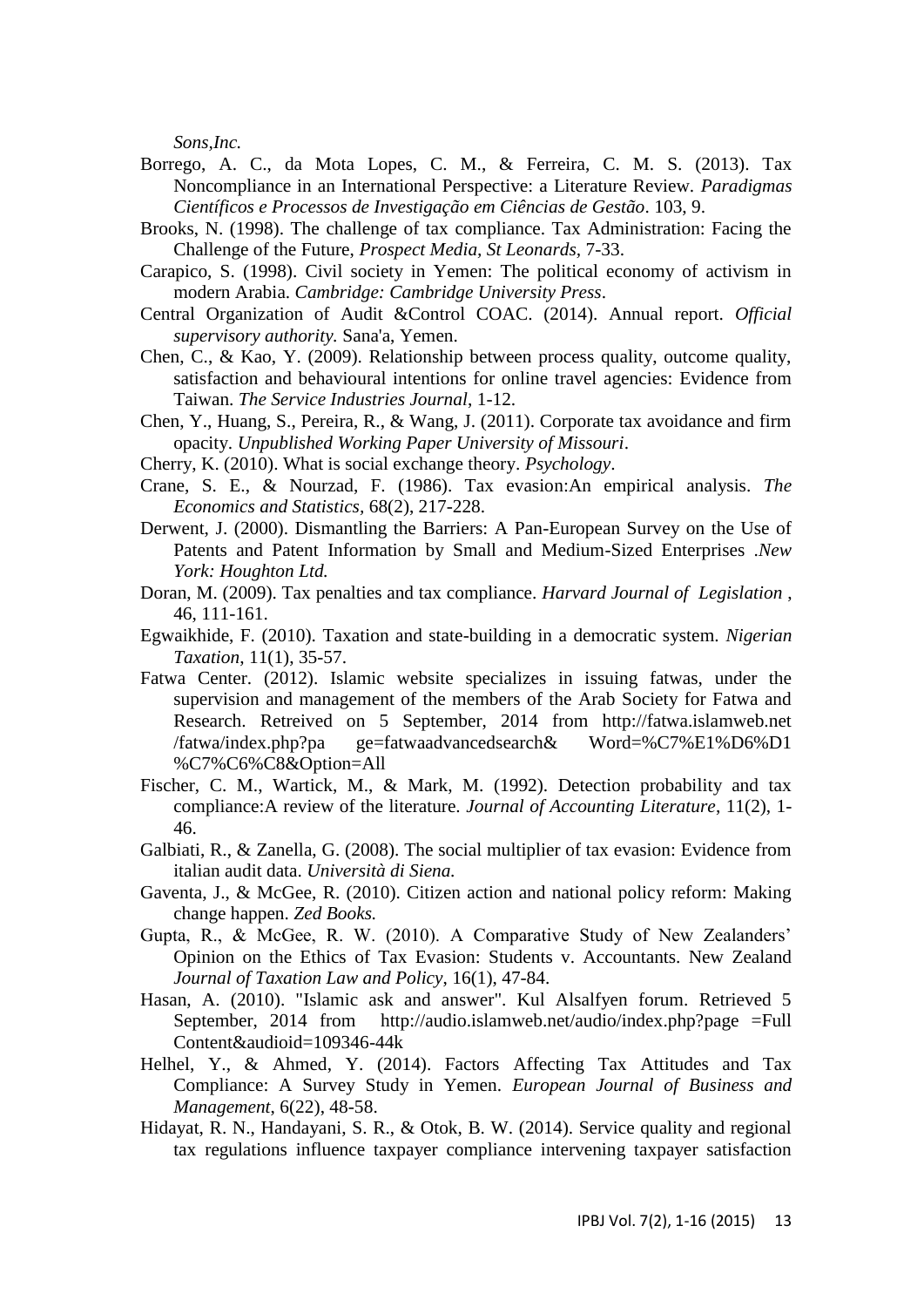*Sons,Inc.*

Borrego, A. C., da Mota Lopes, C. M., & Ferreira, C. M. S. (2013). Tax Noncompliance in an International Perspective: a Literature Review. *Paradigmas Científicos e Processos de Investigação em Ciências de Gestão*. 103, 9.

Brooks, N. (1998). The challenge of tax compliance. Tax Administration: Facing the Challenge of the Future, *Prospect Media, St Leonards*, 7-33.

Carapico, S. (1998). Civil society in Yemen: The political economy of activism in modern Arabia. *Cambridge: Cambridge University Press*.

Central Organization of Audit &Control COAC. (2014). Annual report. *Official supervisory authority.* Sana'a, Yemen.

Chen, C., & Kao, Y. (2009). Relationship between process quality, outcome quality, satisfaction and behavioural intentions for online travel agencies: Evidence from Taiwan. *The Service Industries Journal*, 1-12.

Chen, Y., Huang, S., Pereira, R., & Wang, J. (2011). Corporate tax avoidance and firm opacity. *Unpublished Working Paper University of Missouri*.

Cherry, K. (2010). What is social exchange theory. *Psychology*.

Crane, S. E., & Nourzad, F. (1986). Tax evasion:An empirical analysis. *The Economics and Statistics*, 68(2), 217-228.

Derwent, J. (2000). Dismantling the Barriers: A Pan-European Survey on the Use of Patents and Patent Information by Small and Medium-Sized Enterprises .*New York: Houghton Ltd.*

Doran, M. (2009). Tax penalties and tax compliance. *Harvard Journal of Legislation* , 46, 111-161.

Egwaikhide, F. (2010). Taxation and state-building in a democratic system. *Nigerian Taxation*, 11(1), 35-57.

Fatwa Center. (2012). Islamic website specializes in issuing fatwas, under the supervision and management of the members of the Arab Society for Fatwa and Research. Retreived on 5 September, 2014 from http://fatwa.islamweb.net /fatwa/index.php?pa ge=fatwaadvancedsearch& Word=%C7%E1%D6%D1 %C7%C6%C8&Option=All

Fischer, C. M., Wartick, M., & Mark, M. (1992). Detection probability and tax compliance:A review of the literature. *Journal of Accounting Literature*, 11(2), 1-46.

Galbiati, R., & Zanella, G. (2008). The social multiplier of tax evasion: Evidence from italian audit data. *Università di Siena.*

Gaventa, J., & McGee, R. (2010). Citizen action and national policy reform: Making change happen. *Zed Books.*

Gupta, R., & McGee, R. W. (2010). A Comparative Study of New Zealanders' Opinion on the Ethics of Tax Evasion: Students v. Accountants. New Zealand *Journal of Taxation Law and Policy*, 16(1), 47-84.

Hasan, A. (2010). "Islamic ask and answer". Kul Alsalfyen forum. Retrieved 5 September, 2014 from http://audio.islamweb.net/audio/index.php?page =Full Content&audioid=109346-44k

Helhel, Y., & Ahmed, Y. (2014). Factors Affecting Tax Attitudes and Tax Compliance: A Survey Study in Yemen. *European Journal of Business and Management*, 6(22), 48-58.

Hidayat, R. N., Handayani, S. R., & Otok, B. W. (2014). Service quality and regional tax regulations influence taxpayer compliance intervening taxpayer satisfaction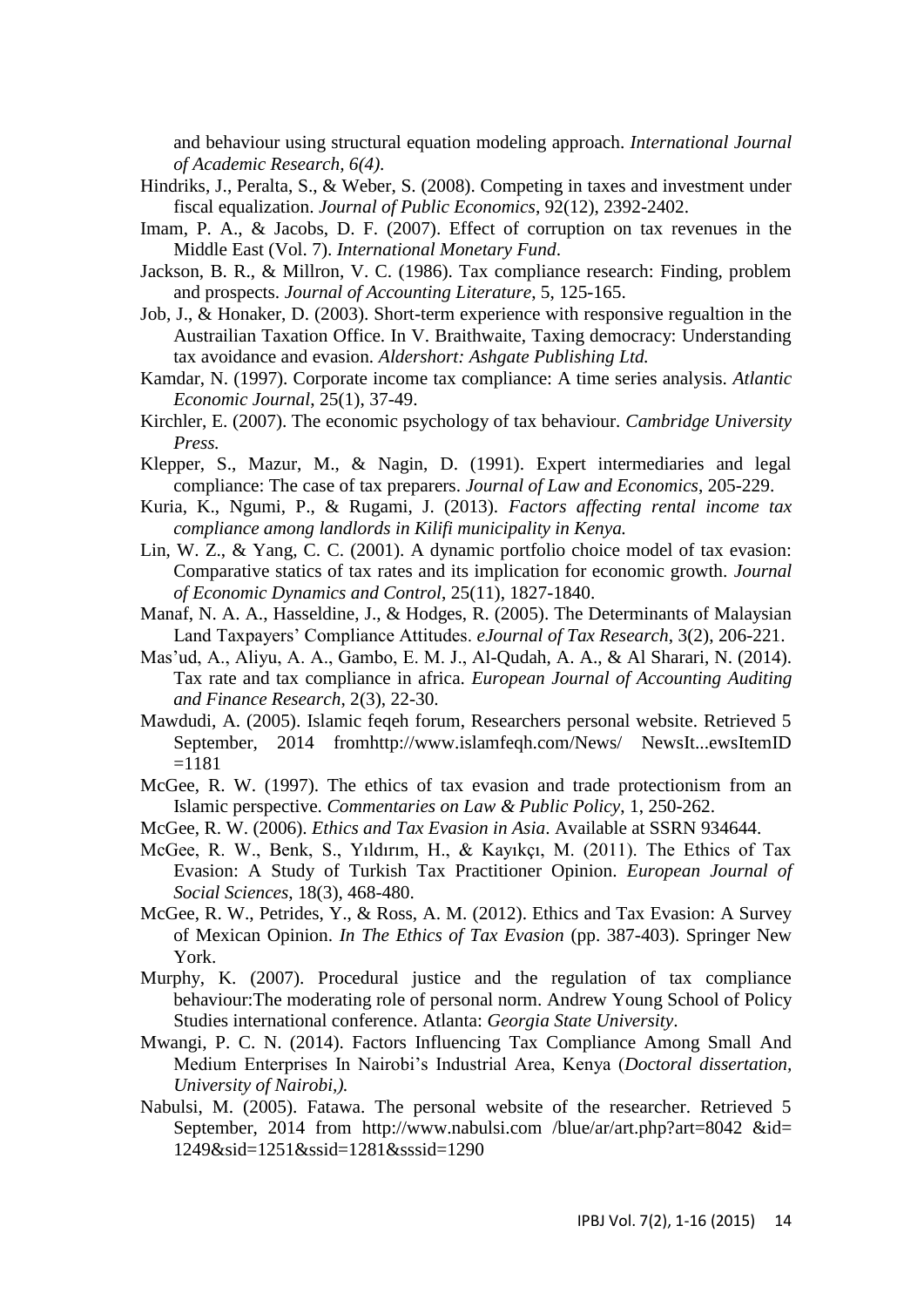and behaviour using structural equation modeling approach. *International Journal of Academic Research, 6(4).*

Hindriks, J., Peralta, S., & Weber, S. (2008). Competing in taxes and investment under fiscal equalization. *Journal of Public Economics*, 92(12), 2392-2402.

Imam, P. A., & Jacobs, D. F. (2007). Effect of corruption on tax revenues in the Middle East (Vol. 7). *International Monetary Fund*.

Jackson, B. R., & Millron, V. C. (1986). Tax compliance research: Finding, problem and prospects. *Journal of Accounting Literature*, 5, 125-165.

Job, J., & Honaker, D. (2003). Short-term experience with responsive regualtion in the Austrailian Taxation Office. In V. Braithwaite, Taxing democracy: Understanding tax avoidance and evasion. *Aldershort: Ashgate Publishing Ltd.*

Kamdar, N. (1997). Corporate income tax compliance: A time series analysis. *Atlantic Economic Journal*, 25(1), 37-49.

Kirchler, E. (2007). The economic psychology of tax behaviour. *Cambridge University Press.*

Klepper, S., Mazur, M., & Nagin, D. (1991). Expert intermediaries and legal compliance: The case of tax preparers. *Journal of Law and Economics*, 205-229.

Kuria, K., Ngumi, P., & Rugami, J. (2013). *Factors affecting rental income tax compliance among landlords in Kilifi municipality in Kenya.*

Lin, W. Z., & Yang, C. C. (2001). A dynamic portfolio choice model of tax evasion: Comparative statics of tax rates and its implication for economic growth. *Journal of Economic Dynamics and Control*, 25(11), 1827-1840.

Manaf, N. A. A., Hasseldine, J., & Hodges, R. (2005). The Determinants of Malaysian Land Taxpayers' Compliance Attitudes. *eJournal of Tax Research*, 3(2), 206-221.

Mas'ud, A., Aliyu, A. A., Gambo, E. M. J., Al-Qudah, A. A., & Al Sharari, N. (2014). Tax rate and tax compliance in africa. *European Journal of Accounting Auditing and Finance Research*, 2(3), 22-30.

Mawdudi, A. (2005). Islamic feqeh forum, Researchers personal website. Retrieved 5 September, 2014 fromhttp://www.islamfeqh.com/News/ NewsIt...ewsItemID =1181

McGee, R. W. (1997). The ethics of tax evasion and trade protectionism from an Islamic perspective. *Commentaries on Law & Public Policy*, 1, 250-262.

McGee, R. W. (2006). *Ethics and Tax Evasion in Asia*. Available at SSRN 934644.

McGee, R. W., Benk, S., Yıldırım, H., & Kayıkçı, M. (2011). The Ethics of Tax Evasion: A Study of Turkish Tax Practitioner Opinion. *European Journal of Social Sciences*, 18(3), 468-480.

McGee, R. W., Petrides, Y., & Ross, A. M. (2012). Ethics and Tax Evasion: A Survey of Mexican Opinion. *In The Ethics of Tax Evasion* (pp. 387-403). Springer New York.

Murphy, K. (2007). Procedural justice and the regulation of tax compliance behaviour:The moderating role of personal norm. Andrew Young School of Policy Studies international conference. Atlanta: *Georgia State University*.

Mwangi, P. C. N. (2014). Factors Influencing Tax Compliance Among Small And Medium Enterprises In Nairobi's Industrial Area, Kenya (*Doctoral dissertation, University of Nairobi,).*

Nabulsi, M. (2005). Fatawa. The personal website of the researcher. Retrieved 5 September, 2014 from http://www.nabulsi.com /blue/ar/art.php?art=8042 &id= 1249&sid=1251&ssid=1281&sssid=1290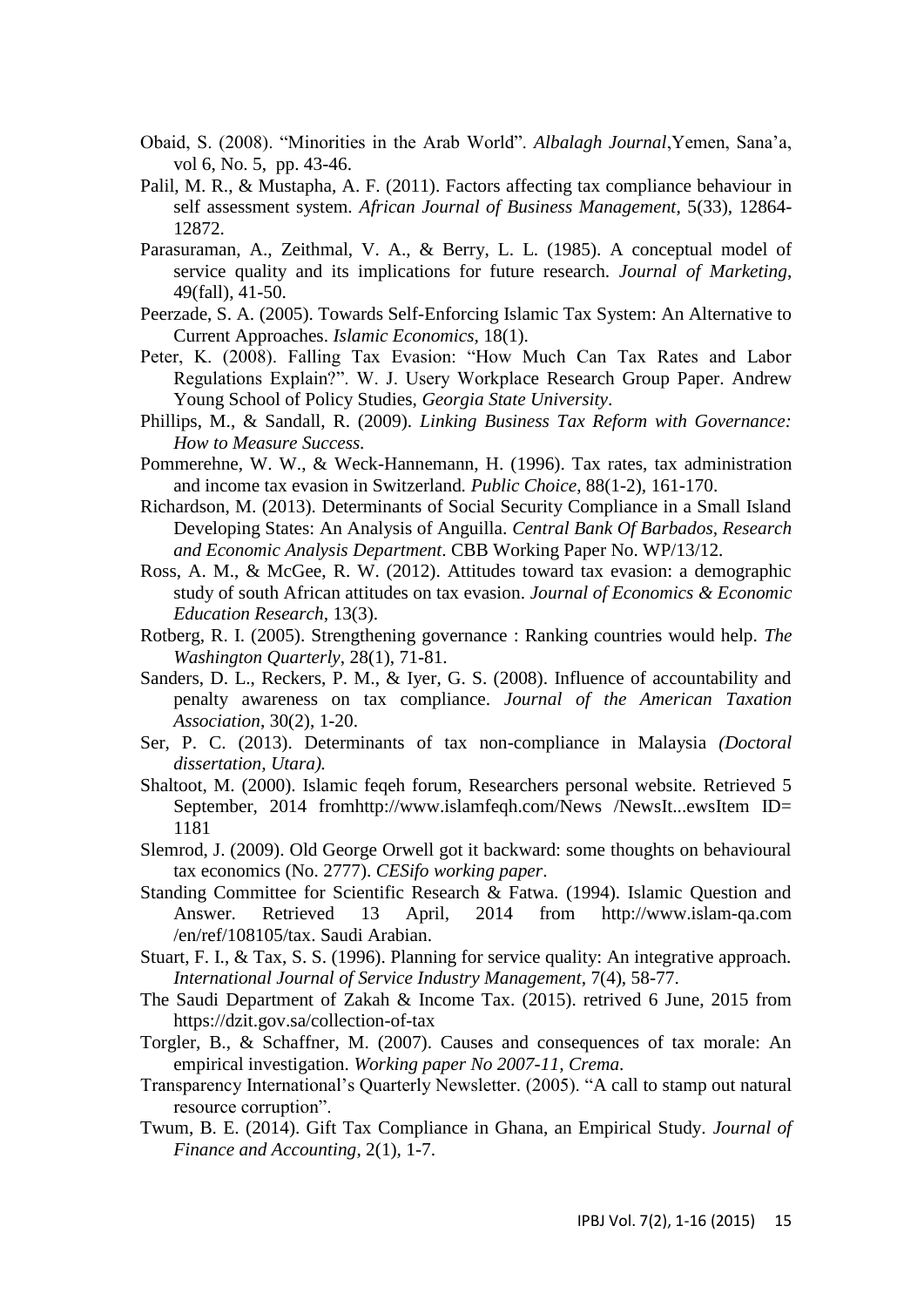Obaid, S. (2008). "Minorities in the Arab World". *Albalagh Journal*,Yemen, Sana'a, vol 6, No. 5, pp. 43-46.

Palil, M. R., & Mustapha, A. F. (2011). Factors affecting tax compliance behaviour in self assessment system. *African Journal of Business Management*, 5(33), 12864-12872.

Parasuraman, A., Zeithmal, V. A., & Berry, L. L. (1985). A conceptual model of service quality and its implications for future research. *Journal of Marketing*, 49(fall), 41-50.

Peerzade, S. A. (2005). Towards Self-Enforcing Islamic Tax System: An Alternative to Current Approaches. *Islamic Economics*, 18(1).

Peter, K. (2008). Falling Tax Evasion: "How Much Can Tax Rates and Labor Regulations Explain?". W. J. Usery Workplace Research Group Paper. Andrew Young School of Policy Studies, *Georgia State University*.

Phillips, M., & Sandall, R. (2009). *Linking Business Tax Reform with Governance: How to Measure Success.*

Pommerehne, W. W., & Weck-Hannemann, H. (1996). Tax rates, tax administration and income tax evasion in Switzerland. *Public Choice*, 88(1-2), 161-170.

Richardson, M. (2013). Determinants of Social Security Compliance in a Small Island Developing States: An Analysis of Anguilla. *Central Bank Of Barbados, Research and Economic Analysis Department*. CBB Working Paper No. WP/13/12.

Ross, A. M., & McGee, R. W. (2012). Attitudes toward tax evasion: a demographic study of south African attitudes on tax evasion. *Journal of Economics & Economic Education Research*, 13(3).

Rotberg, R. I. (2005). Strengthening governance : Ranking countries would help. *The Washington Quarterly*, 28(1), 71-81.

Sanders, D. L., Reckers, P. M., & Iyer, G. S. (2008). Influence of accountability and penalty awareness on tax compliance. *Journal of the American Taxation Association*, 30(2), 1-20.

Ser, P. C. (2013). Determinants of tax non-compliance in Malaysia *(Doctoral dissertation, Utara).*

Shaltoot, M. (2000). Islamic feqeh forum, Researchers personal website. Retrieved 5 September, 2014 fromhttp://www.islamfeqh.com/News /NewsIt...ewsItem ID= 1181

Slemrod, J. (2009). Old George Orwell got it backward: some thoughts on behavioural tax economics (No. 2777). *CESifo working paper*.

Standing Committee for Scientific Research & Fatwa. (1994). Islamic Question and Answer. Retrieved 13 April, 2014 from http://www.islam-qa.com /en/ref/108105/tax. Saudi Arabian.

Stuart, F. I., & Tax, S. S. (1996). Planning for service quality: An integrative approach. *International Journal of Service Industry Management*, 7(4), 58-77.

The Saudi Department of Zakah & Income Tax. (2015). retrived 6 June, 2015 from https://dzit.gov.sa/collection-of-tax

Torgler, B., & Schaffner, M. (2007). Causes and consequences of tax morale: An empirical investigation. *Working paper No 2007-11, Crema.*

Transparency International's Quarterly Newsletter. (2005). "A call to stamp out natural resource corruption".

Twum, B. E. (2014). Gift Tax Compliance in Ghana, an Empirical Study. *Journal of Finance and Accounting*, 2(1), 1-7.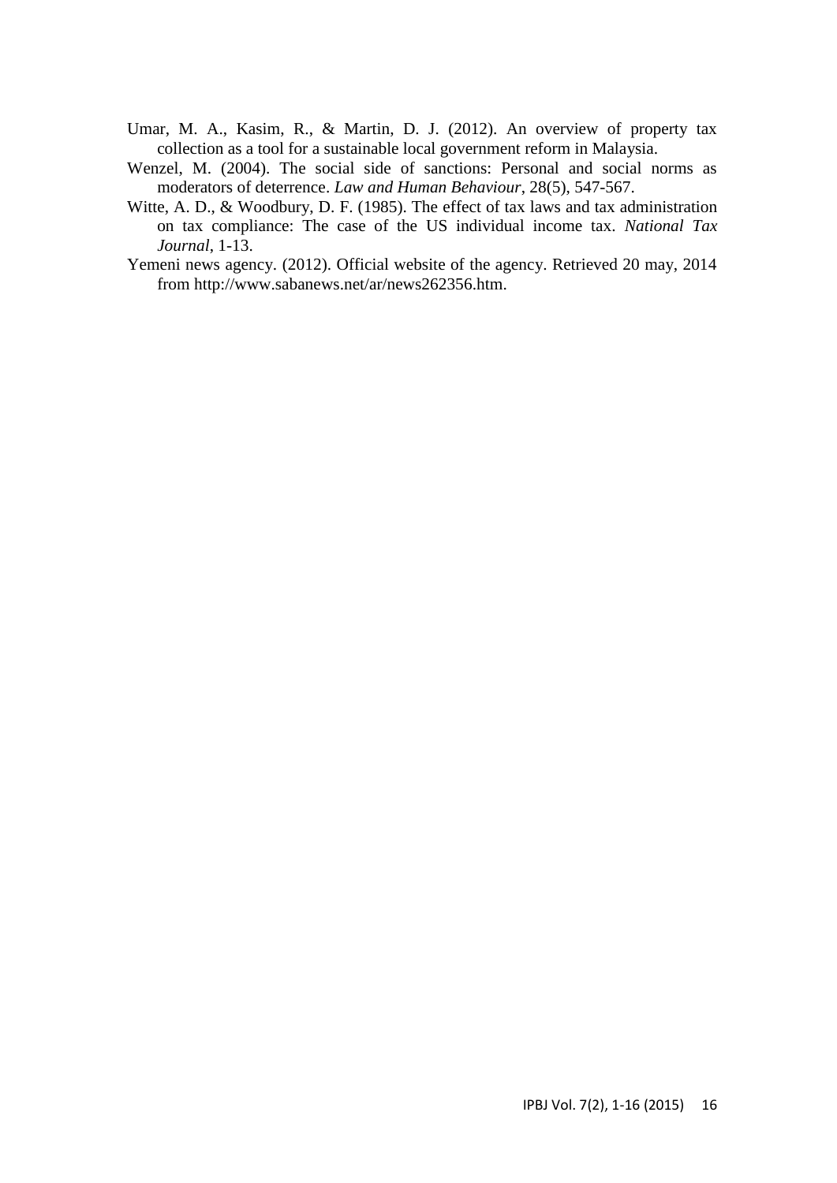Umar, M. A., Kasim, R., & Martin, D. J. (2012). An overview of property tax collection as a tool for a sustainable local government reform in Malaysia.

Wenzel, M. (2004). The social side of sanctions: Personal and social norms as moderators of deterrence. *Law and Human Behaviour*, 28(5), 547-567.

Witte, A. D., & Woodbury, D. F. (1985). The effect of tax laws and tax administration on tax compliance: The case of the US individual income tax. *National Tax Journal*, 1-13.

Yemeni news agency. (2012). Official website of the agency. Retrieved 20 may, 2014 from http://www.sabanews.net/ar/news262356.htm.